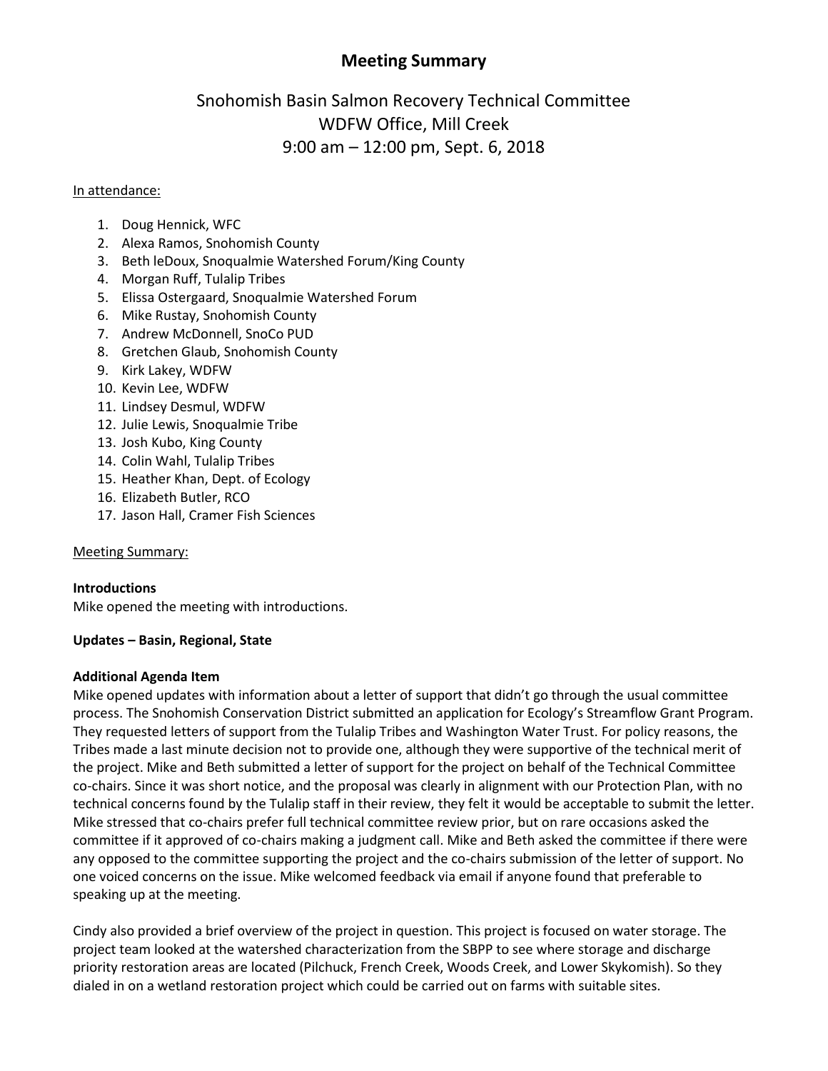# Meeting Summary

## Snohomish Basin Salmon Recovery Technical Committee
## WDFW Office, Mill Creek
## 9:00 am – 12:00 pm, Sept. 6, 2018

In attendance:

1. Doug Hennick, WFC
2. Alexa Ramos, Snohomish County
3. Beth leDoux, Snoqualmie Watershed Forum/King County
4. Morgan Ruff, Tulalip Tribes
5. Elissa Ostergaard, Snoqualmie Watershed Forum
6. Mike Rustay, Snohomish County
7. Andrew McDonnell, SnoCo PUD
8. Gretchen Glaub, Snohomish County
9. Kirk Lakey, WDFW
10. Kevin Lee, WDFW
11. Lindsey Desmul, WDFW
12. Julie Lewis, Snoqualmie Tribe
13. Josh Kubo, King County
14. Colin Wahl, Tulalip Tribes
15. Heather Khan, Dept. of Ecology
16. Elizabeth Butler, RCO
17. Jason Hall, Cramer Fish Sciences

Meeting Summary:

**Introductions**
Mike opened the meeting with introductions.

**Updates – Basin, Regional, State**

**Additional Agenda Item**
Mike opened updates with information about a letter of support that didn't go through the usual committee process. The Snohomish Conservation District submitted an application for Ecology's Streamflow Grant Program. They requested letters of support from the Tulalip Tribes and Washington Water Trust. For policy reasons, the Tribes made a last minute decision not to provide one, although they were supportive of the technical merit of the project. Mike and Beth submitted a letter of support for the project on behalf of the Technical Committee co-chairs. Since it was short notice, and the proposal was clearly in alignment with our Protection Plan, with no technical concerns found by the Tulalip staff in their review, they felt it would be acceptable to submit the letter. Mike stressed that co-chairs prefer full technical committee review prior, but on rare occasions asked the committee if it approved of co-chairs making a judgment call. Mike and Beth asked the committee if there were any opposed to the committee supporting the project and the co-chairs submission of the letter of support. No one voiced concerns on the issue. Mike welcomed feedback via email if anyone found that preferable to speaking up at the meeting.

Cindy also provided a brief overview of the project in question. This project is focused on water storage. The project team looked at the watershed characterization from the SBPP to see where storage and discharge priority restoration areas are located (Pilchuck, French Creek, Woods Creek, and Lower Skykomish). So they dialed in on a wetland restoration project which could be carried out on farms with suitable sites.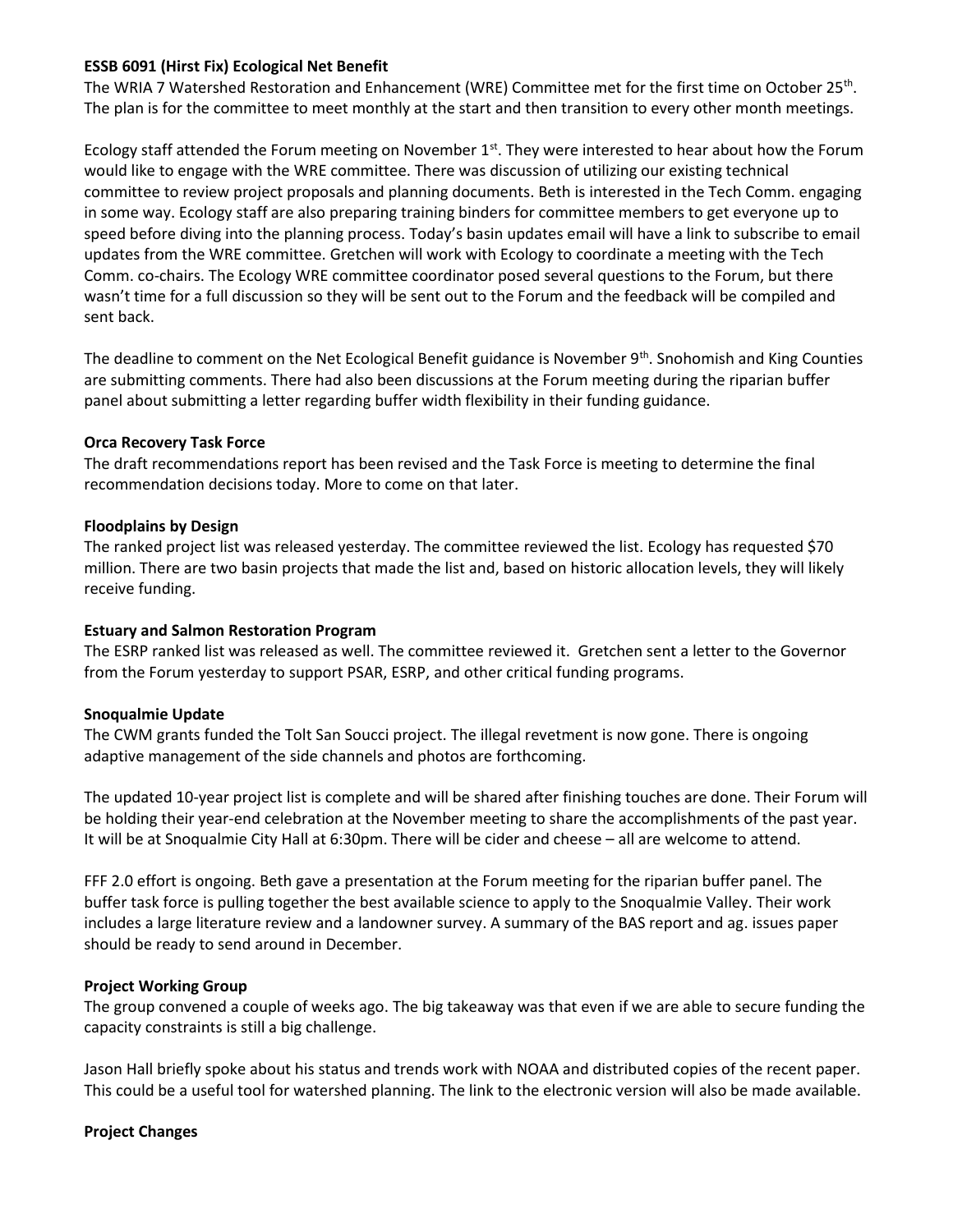**ESSB 6091 (Hirst Fix) Ecological Net Benefit**

The WRIA 7 Watershed Restoration and Enhancement (WRE) Committee met for the first time on October 25th. The plan is for the committee to meet monthly at the start and then transition to every other month meetings.

Ecology staff attended the Forum meeting on November 1st. They were interested to hear about how the Forum would like to engage with the WRE committee. There was discussion of utilizing our existing technical committee to review project proposals and planning documents. Beth is interested in the Tech Comm. engaging in some way. Ecology staff are also preparing training binders for committee members to get everyone up to speed before diving into the planning process. Today's basin updates email will have a link to subscribe to email updates from the WRE committee. Gretchen will work with Ecology to coordinate a meeting with the Tech Comm. co-chairs. The Ecology WRE committee coordinator posed several questions to the Forum, but there wasn't time for a full discussion so they will be sent out to the Forum and the feedback will be compiled and sent back.

The deadline to comment on the Net Ecological Benefit guidance is November 9th. Snohomish and King Counties are submitting comments. There had also been discussions at the Forum meeting during the riparian buffer panel about submitting a letter regarding buffer width flexibility in their funding guidance.

**Orca Recovery Task Force**

The draft recommendations report has been revised and the Task Force is meeting to determine the final recommendation decisions today. More to come on that later.

**Floodplains by Design**

The ranked project list was released yesterday. The committee reviewed the list. Ecology has requested $70 million. There are two basin projects that made the list and, based on historic allocation levels, they will likely receive funding.

**Estuary and Salmon Restoration Program**

The ESRP ranked list was released as well. The committee reviewed it. Gretchen sent a letter to the Governor from the Forum yesterday to support PSAR, ESRP, and other critical funding programs.

**Snoqualmie Update**

The CWM grants funded the Tolt San Soucci project. The illegal revetment is now gone. There is ongoing adaptive management of the side channels and photos are forthcoming.

The updated 10-year project list is complete and will be shared after finishing touches are done. Their Forum will be holding their year-end celebration at the November meeting to share the accomplishments of the past year. It will be at Snoqualmie City Hall at 6:30pm. There will be cider and cheese – all are welcome to attend.

FFF 2.0 effort is ongoing. Beth gave a presentation at the Forum meeting for the riparian buffer panel. The buffer task force is pulling together the best available science to apply to the Snoqualmie Valley. Their work includes a large literature review and a landowner survey. A summary of the BAS report and ag. issues paper should be ready to send around in December.

**Project Working Group**

The group convened a couple of weeks ago. The big takeaway was that even if we are able to secure funding the capacity constraints is still a big challenge.

Jason Hall briefly spoke about his status and trends work with NOAA and distributed copies of the recent paper. This could be a useful tool for watershed planning. The link to the electronic version will also be made available.

**Project Changes**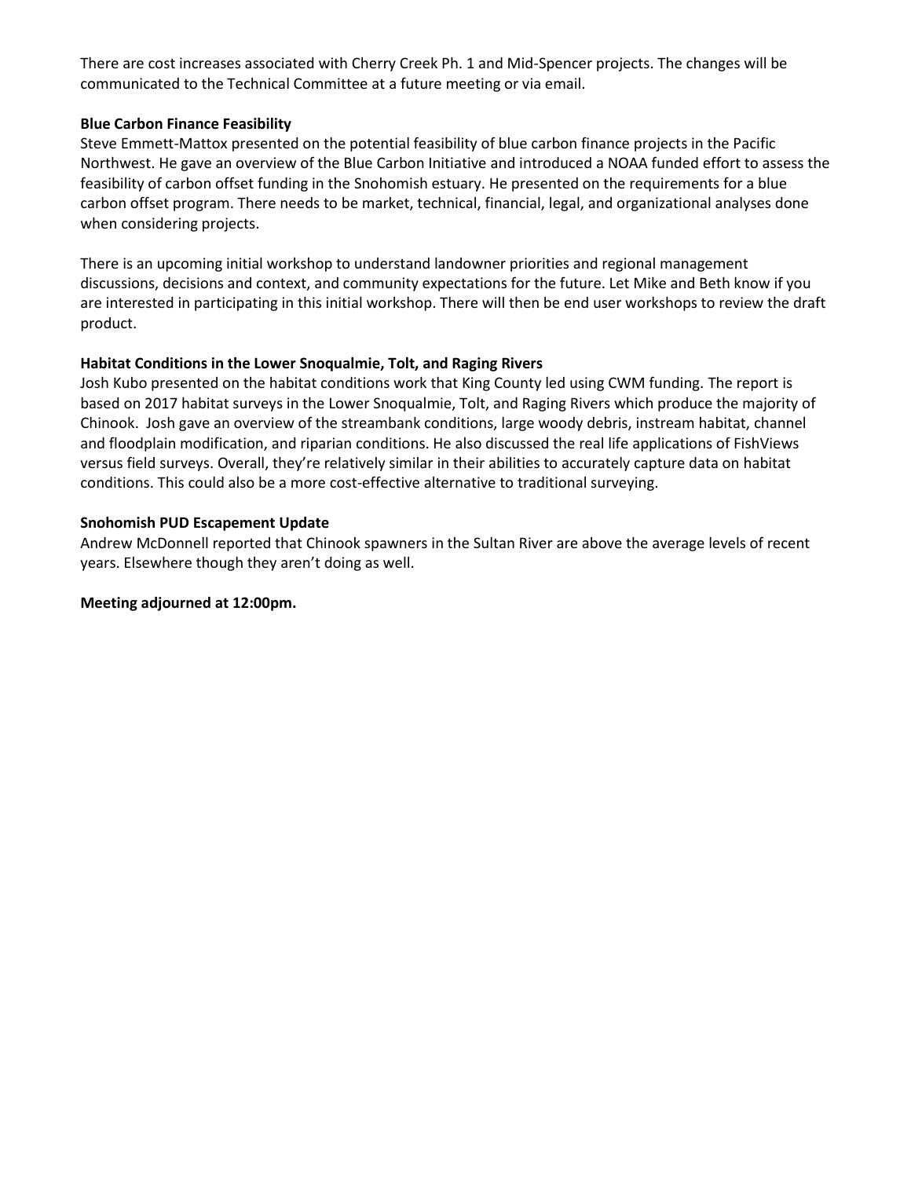There are cost increases associated with Cherry Creek Ph. 1 and Mid-Spencer projects. The changes will be communicated to the Technical Committee at a future meeting or via email.

**Blue Carbon Finance Feasibility**

Steve Emmett-Mattox presented on the potential feasibility of blue carbon finance projects in the Pacific Northwest. He gave an overview of the Blue Carbon Initiative and introduced a NOAA funded effort to assess the feasibility of carbon offset funding in the Snohomish estuary. He presented on the requirements for a blue carbon offset program. There needs to be market, technical, financial, legal, and organizational analyses done when considering projects.

There is an upcoming initial workshop to understand landowner priorities and regional management discussions, decisions and context, and community expectations for the future. Let Mike and Beth know if you are interested in participating in this initial workshop. There will then be end user workshops to review the draft product.

**Habitat Conditions in the Lower Snoqualmie, Tolt, and Raging Rivers**

Josh Kubo presented on the habitat conditions work that King County led using CWM funding. The report is based on 2017 habitat surveys in the Lower Snoqualmie, Tolt, and Raging Rivers which produce the majority of Chinook. Josh gave an overview of the streambank conditions, large woody debris, instream habitat, channel and floodplain modification, and riparian conditions. He also discussed the real life applications of FishViews versus field surveys. Overall, they're relatively similar in their abilities to accurately capture data on habitat conditions. This could also be a more cost-effective alternative to traditional surveying.

**Snohomish PUD Escapement Update**

Andrew McDonnell reported that Chinook spawners in the Sultan River are above the average levels of recent years. Elsewhere though they aren't doing as well.

**Meeting adjourned at 12:00pm.**